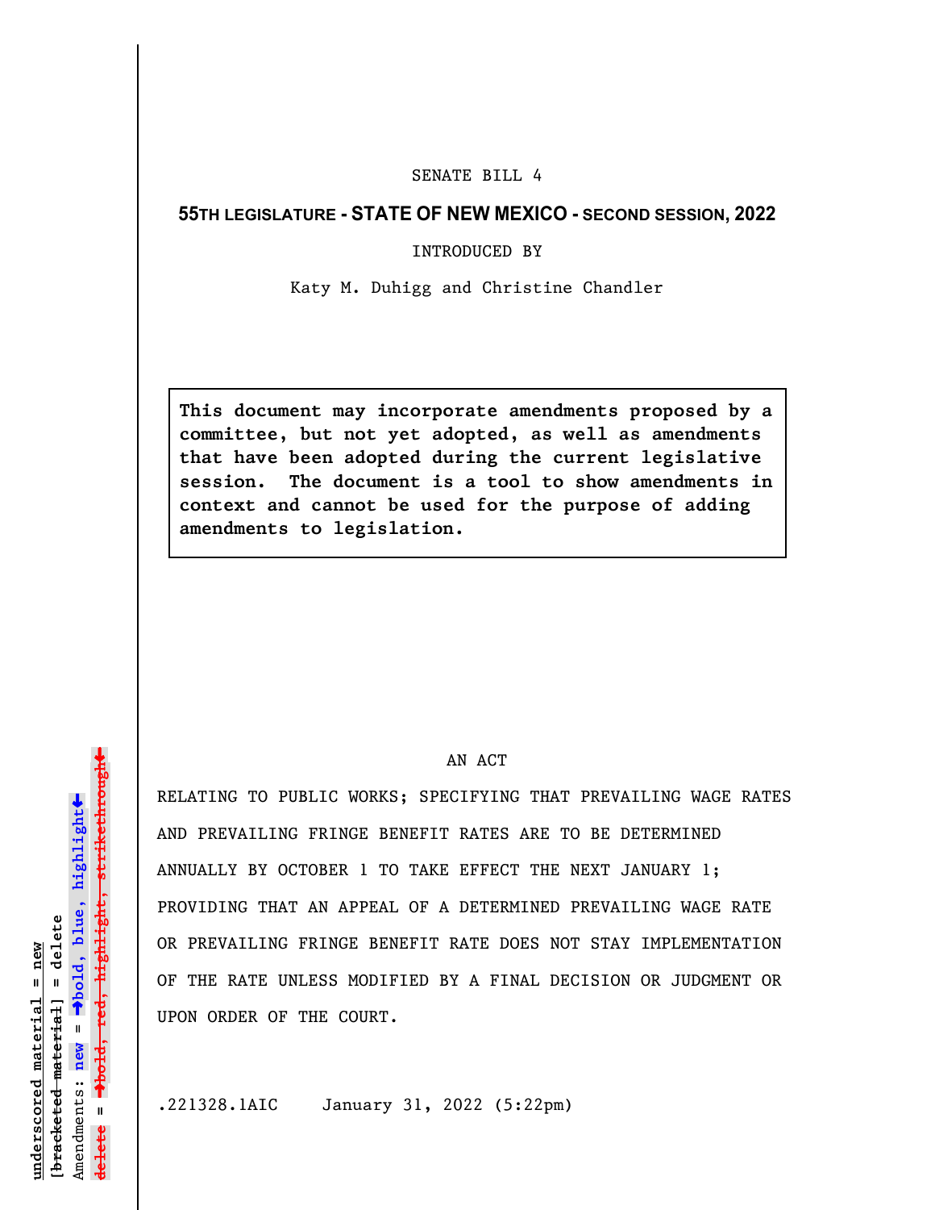SENATE BILL 4

**55TH LEGISLATURE - STATE OF NEW MEXICO - SECOND SESSION, 2022**

INTRODUCED BY

Katy M. Duhigg and Christine Chandler

**This document may incorporate amendments proposed by a committee, but not yet adopted, as well as amendments that have been adopted during the current legislative session. The document is a tool to show amendments in context and cannot be used for the purpose of adding amendments to legislation.**

AN ACT

RELATING TO PUBLIC WORKS; SPECIFYING THAT PREVAILING WAGE RATES AND PREVAILING FRINGE BENEFIT RATES ARE TO BE DETERMINED ANNUALLY BY OCTOBER 1 TO TAKE EFFECT THE NEXT JANUARY 1; PROVIDING THAT AN APPEAL OF A DETERMINED PREVAILING WAGE RATE OR PREVAILING FRINGE BENEFIT RATE DOES NOT STAY IMPLEMENTATION OF THE RATE UNLESS MODIFIED BY A FINAL DECISION OR JUDGMENT OR UPON ORDER OF THE COURT.

.221328.1AIC January 31, 2022 (5:22pm)

underscored material = new
[bracketed material] = delete
Amendments: new = →bold, blue, highlight←
delete = →bold, red, highlight, strikethrough←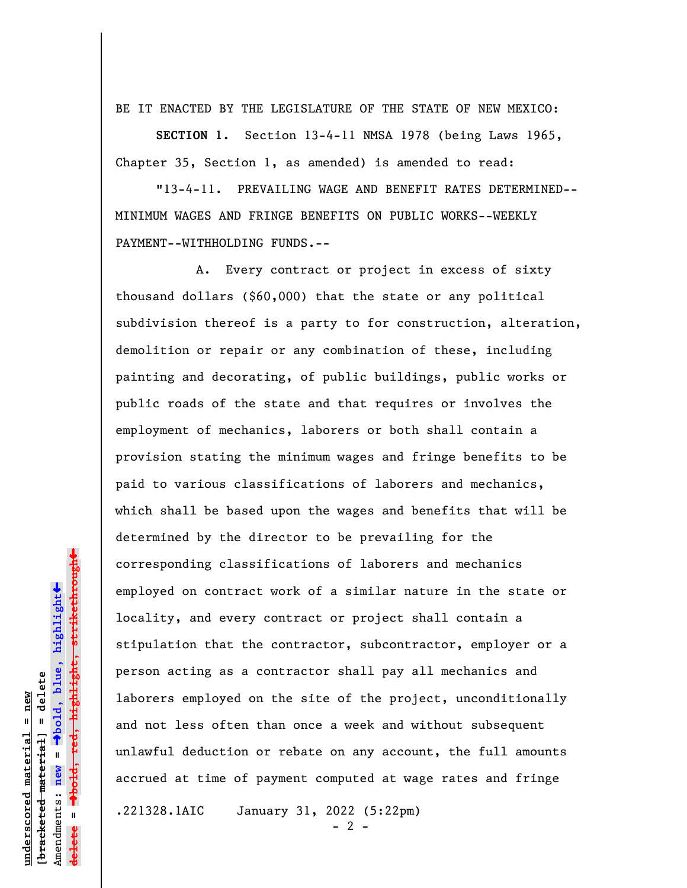BE IT ENACTED BY THE LEGISLATURE OF THE STATE OF NEW MEXICO:

**SECTION 1.** Section 13-4-11 NMSA 1978 (being Laws 1965, Chapter 35, Section 1, as amended) is amended to read:

"13-4-11. PREVAILING WAGE AND BENEFIT RATES DETERMINED--MINIMUM WAGES AND FRINGE BENEFITS ON PUBLIC WORKS--WEEKLY PAYMENT--WITHHOLDING FUNDS.--

A. Every contract or project in excess of sixty thousand dollars ($60,000) that the state or any political subdivision thereof is a party to for construction, alteration, demolition or repair or any combination of these, including painting and decorating, of public buildings, public works or public roads of the state and that requires or involves the employment of mechanics, laborers or both shall contain a provision stating the minimum wages and fringe benefits to be paid to various classifications of laborers and mechanics, which shall be based upon the wages and benefits that will be determined by the director to be prevailing for the corresponding classifications of laborers and mechanics employed on contract work of a similar nature in the state or locality, and every contract or project shall contain a stipulation that the contractor, subcontractor, employer or a person acting as a contractor shall pay all mechanics and laborers employed on the site of the project, unconditionally and not less often than once a week and without subsequent unlawful deduction or rebate on any account, the full amounts accrued at time of payment computed at wage rates and fringe

.221328.1AIC January 31, 2022 (5:22pm)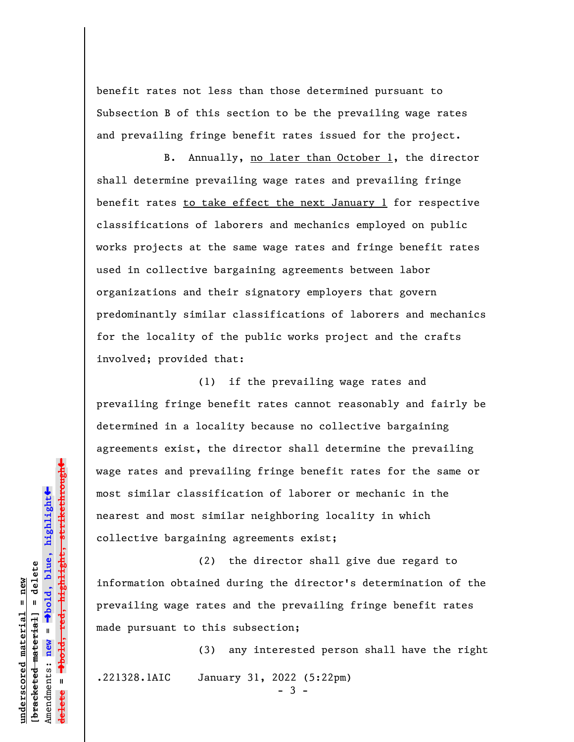benefit rates not less than those determined pursuant to Subsection B of this section to be the prevailing wage rates and prevailing fringe benefit rates issued for the project.

B. Annually, <u>no later than October 1</u>, the director shall determine prevailing wage rates and prevailing fringe benefit rates <u>to take effect the next January 1</u> for respective classifications of laborers and mechanics employed on public works projects at the same wage rates and fringe benefit rates used in collective bargaining agreements between labor organizations and their signatory employers that govern predominantly similar classifications of laborers and mechanics for the locality of the public works project and the crafts involved; provided that:

(1) if the prevailing wage rates and prevailing fringe benefit rates cannot reasonably and fairly be determined in a locality because no collective bargaining agreements exist, the director shall determine the prevailing wage rates and prevailing fringe benefit rates for the same or most similar classification of laborer or mechanic in the nearest and most similar neighboring locality in which collective bargaining agreements exist;

(2) the director shall give due regard to information obtained during the director's determination of the prevailing wage rates and the prevailing fringe benefit rates made pursuant to this subsection;

(3) any interested person shall have the right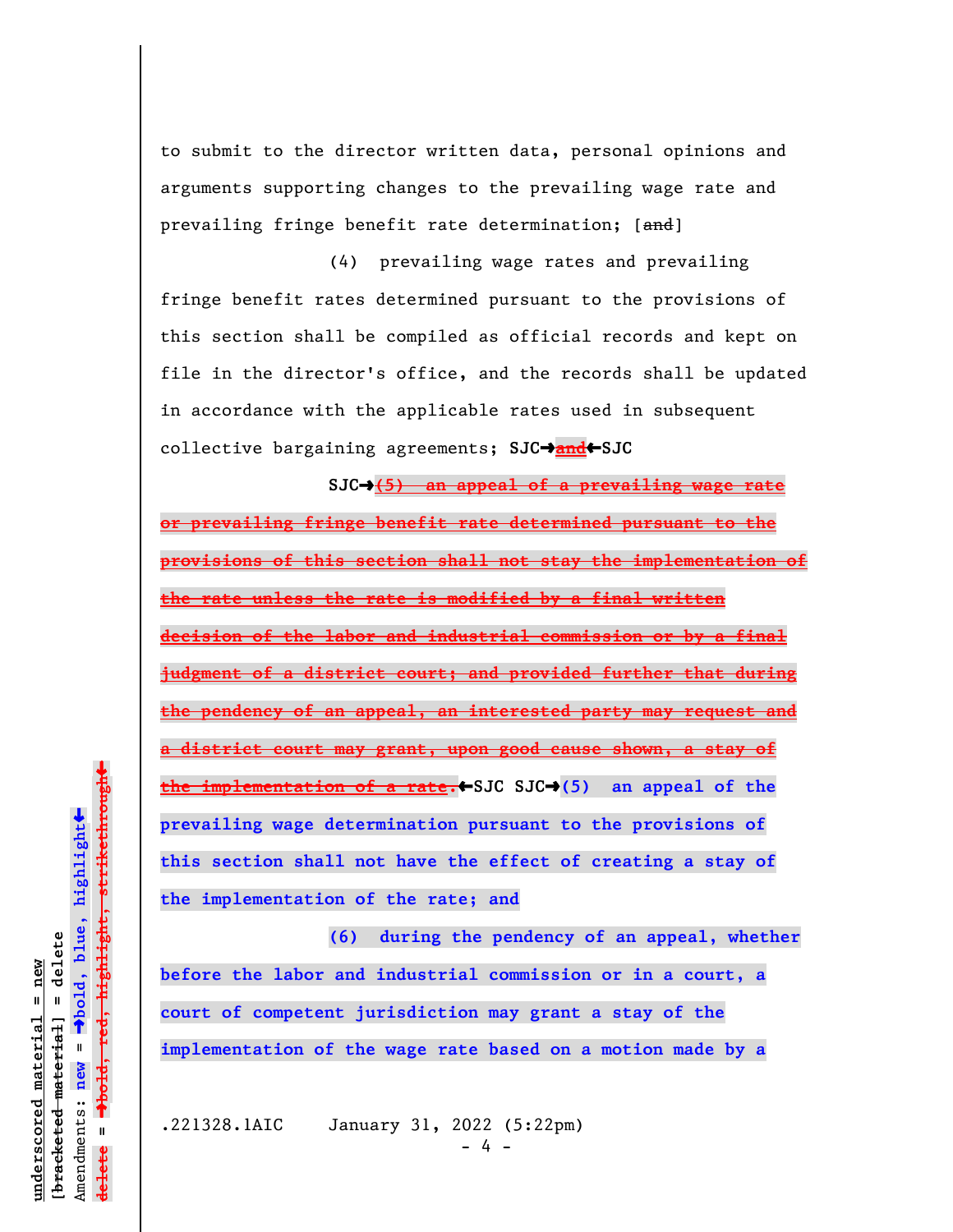to submit to the director written data, personal opinions and arguments supporting changes to the prevailing wage rate and prevailing fringe benefit rate determination; [~~and~~]

(4) prevailing wage rates and prevailing fringe benefit rates determined pursuant to the provisions of this section shall be compiled as official records and kept on file in the director's office, and the records shall be updated in accordance with the applicable rates used in subsequent collective bargaining agreements; **SJC→**~~and~~**←SJC**

**SJC→**~~(5) an appeal of a prevailing wage rate or prevailing fringe benefit rate determined pursuant to the provisions of this section shall not stay the implementation of the rate unless the rate is modified by a final written decision of the labor and industrial commission or by a final judgment of a district court; and provided further that during the pendency of an appeal, an interested party may request and a district court may grant, upon good cause shown, a stay of the implementation of a rate.~~**←SJC SJC→(5) an appeal of the prevailing wage determination pursuant to the provisions of this section shall not have the effect of creating a stay of the implementation of the rate; and**

**(6) during the pendency of an appeal, whether before the labor and industrial commission or in a court, a court of competent jurisdiction may grant a stay of the implementation of the wage rate based on a motion made by a**

.221328.1AIC January 31, 2022 (5:22pm)

underscored material = new
[~~bracketed material~~] = delete
Amendments: new = →bold, blue, highlight←
delete = →~~bold, red, highlight, strikethrough~~←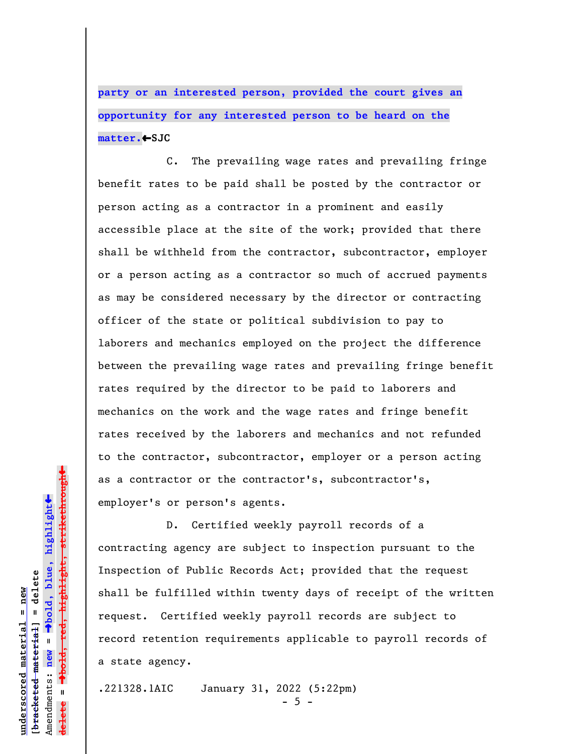**party or an interested person, provided the court gives an opportunity for any interested person to be heard on the matter.**←SJC

C. The prevailing wage rates and prevailing fringe benefit rates to be paid shall be posted by the contractor or person acting as a contractor in a prominent and easily accessible place at the site of the work; provided that there shall be withheld from the contractor, subcontractor, employer or a person acting as a contractor so much of accrued payments as may be considered necessary by the director or contracting officer of the state or political subdivision to pay to laborers and mechanics employed on the project the difference between the prevailing wage rates and prevailing fringe benefit rates required by the director to be paid to laborers and mechanics on the work and the wage rates and fringe benefit rates received by the laborers and mechanics and not refunded to the contractor, subcontractor, employer or a person acting as a contractor or the contractor's, subcontractor's, employer's or person's agents.

D. Certified weekly payroll records of a contracting agency are subject to inspection pursuant to the Inspection of Public Records Act; provided that the request shall be fulfilled within twenty days of receipt of the written request. Certified weekly payroll records are subject to record retention requirements applicable to payroll records of a state agency.

.221328.1AIC January 31, 2022 (5:22pm)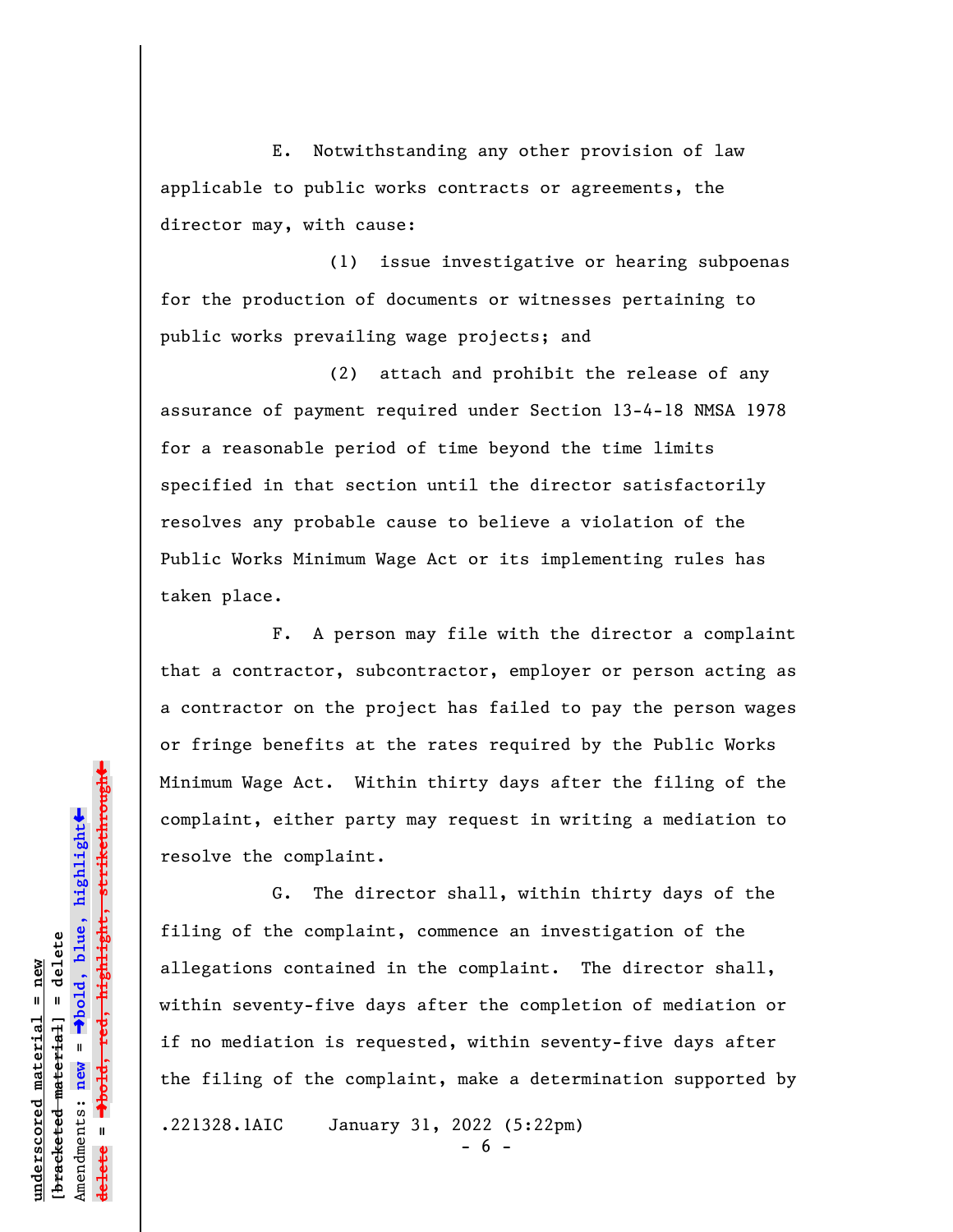E. Notwithstanding any other provision of law applicable to public works contracts or agreements, the director may, with cause:

(1) issue investigative or hearing subpoenas for the production of documents or witnesses pertaining to public works prevailing wage projects; and

(2) attach and prohibit the release of any assurance of payment required under Section 13-4-18 NMSA 1978 for a reasonable period of time beyond the time limits specified in that section until the director satisfactorily resolves any probable cause to believe a violation of the Public Works Minimum Wage Act or its implementing rules has taken place.

F. A person may file with the director a complaint that a contractor, subcontractor, employer or person acting as a contractor on the project has failed to pay the person wages or fringe benefits at the rates required by the Public Works Minimum Wage Act. Within thirty days after the filing of the complaint, either party may request in writing a mediation to resolve the complaint.

G. The director shall, within thirty days of the filing of the complaint, commence an investigation of the allegations contained in the complaint. The director shall, within seventy-five days after the completion of mediation or if no mediation is requested, within seventy-five days after the filing of the complaint, make a determination supported by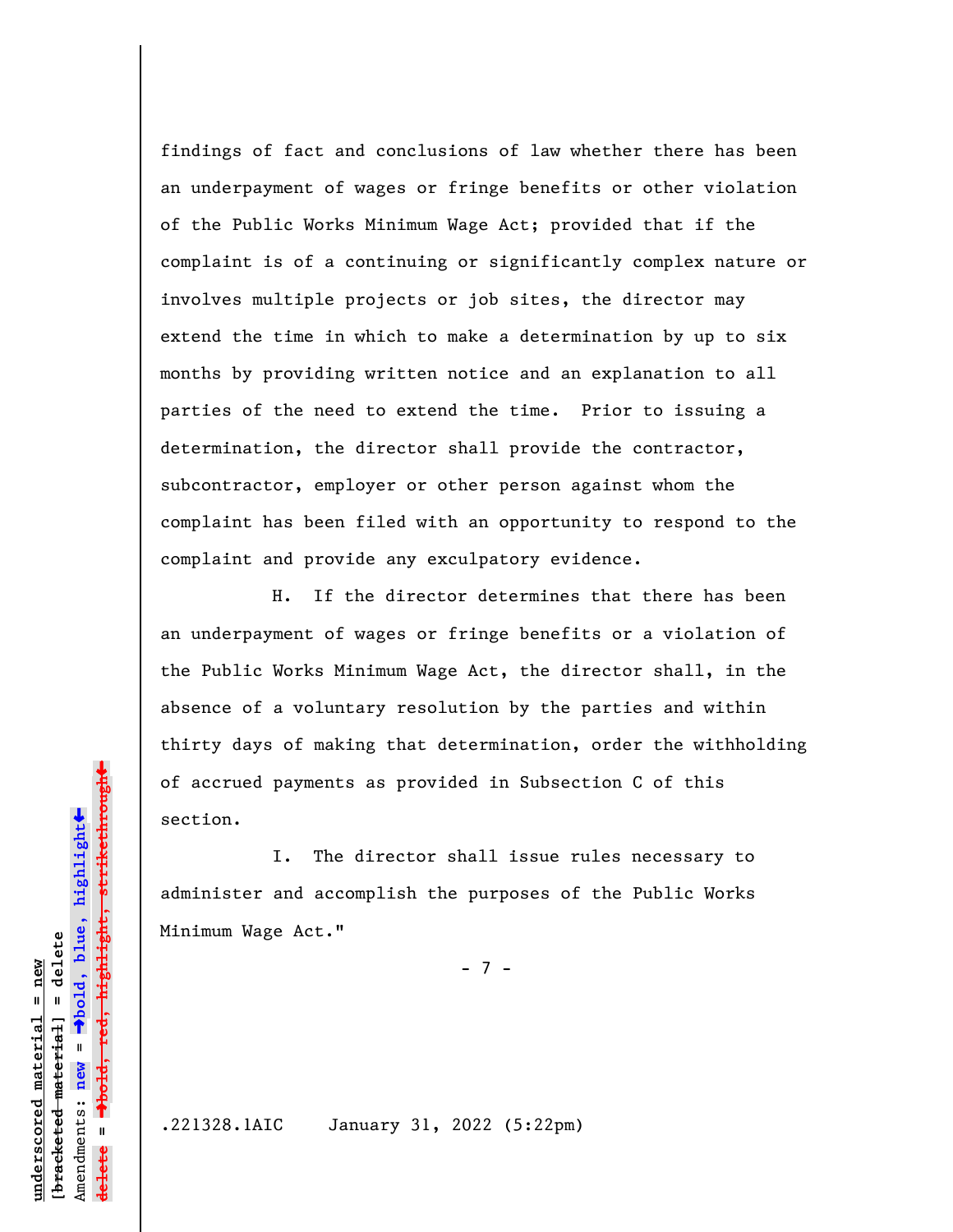findings of fact and conclusions of law whether there has been an underpayment of wages or fringe benefits or other violation of the Public Works Minimum Wage Act; provided that if the complaint is of a continuing or significantly complex nature or involves multiple projects or job sites, the director may extend the time in which to make a determination by up to six months by providing written notice and an explanation to all parties of the need to extend the time. Prior to issuing a determination, the director shall provide the contractor, subcontractor, employer or other person against whom the complaint has been filed with an opportunity to respond to the complaint and provide any exculpatory evidence.

H. If the director determines that there has been an underpayment of wages or fringe benefits or a violation of the Public Works Minimum Wage Act, the director shall, in the absence of a voluntary resolution by the parties and within thirty days of making that determination, order the withholding of accrued payments as provided in Subsection C of this section.

I. The director shall issue rules necessary to administer and accomplish the purposes of the Public Works Minimum Wage Act."

.221328.1AIC January 31, 2022 (5:22pm)